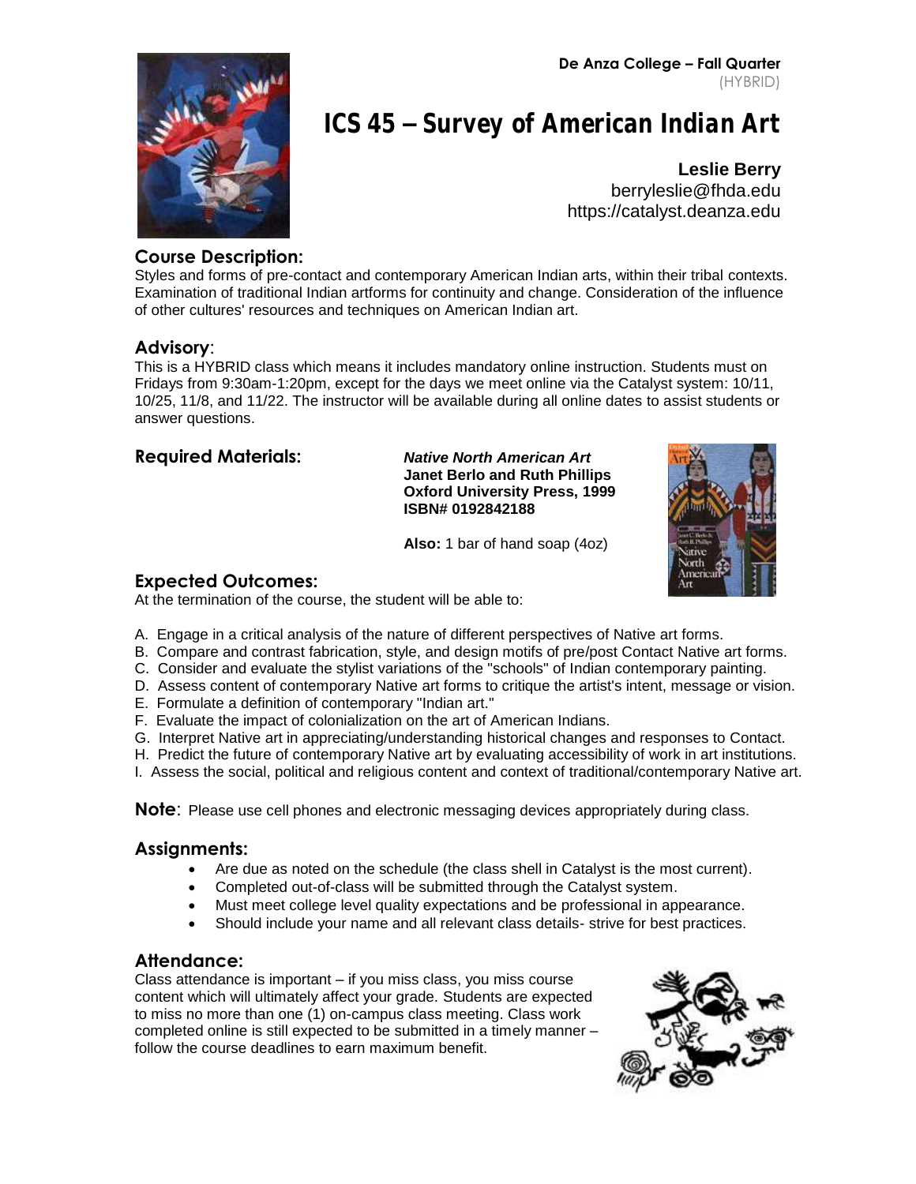De Anza College – Fall Quarter
(HYBRID)

# ICS 45 – Survey of American Indian Art

**Leslie Berry**
berryleslie@fhda.edu
https://catalyst.deanza.edu

## Course Description:

Styles and forms of pre-contact and contemporary American Indian arts, within their tribal contexts. Examination of traditional Indian artforms for continuity and change. Consideration of the influence of other cultures' resources and techniques on American Indian art.

## Advisory:

This is a HYBRID class which means it includes mandatory online instruction. Students must on Fridays from 9:30am-1:20pm, except for the days we meet online via the Catalyst system: 10/11, 10/25, 11/8, and 11/22. The instructor will be available during all online dates to assist students or answer questions.

## Required Materials:

***Native North American Art***
**Janet Berlo and Ruth Phillips**
**Oxford University Press, 1999**
**ISBN# 0192842188**

**Also:** 1 bar of hand soap (4oz)

## Expected Outcomes:

At the termination of the course, the student will be able to:

A. Engage in a critical analysis of the nature of different perspectives of Native art forms.
B. Compare and contrast fabrication, style, and design motifs of pre/post Contact Native art forms.
C. Consider and evaluate the stylist variations of the "schools" of Indian contemporary painting.
D. Assess content of contemporary Native art forms to critique the artist's intent, message or vision.
E. Formulate a definition of contemporary "Indian art."
F. Evaluate the impact of colonialization on the art of American Indians.
G. Interpret Native art in appreciating/understanding historical changes and responses to Contact.
H. Predict the future of contemporary Native art by evaluating accessibility of work in art institutions.
I. Assess the social, political and religious content and context of traditional/contemporary Native art.

**Note**: Please use cell phones and electronic messaging devices appropriately during class.

## Assignments:

- Are due as noted on the schedule (the class shell in Catalyst is the most current).
- Completed out-of-class will be submitted through the Catalyst system.
- Must meet college level quality expectations and be professional in appearance.
- Should include your name and all relevant class details- strive for best practices.

## Attendance:

Class attendance is important – if you miss class, you miss course content which will ultimately affect your grade. Students are expected to miss no more than one (1) on-campus class meeting. Class work completed online is still expected to be submitted in a timely manner – follow the course deadlines to earn maximum benefit.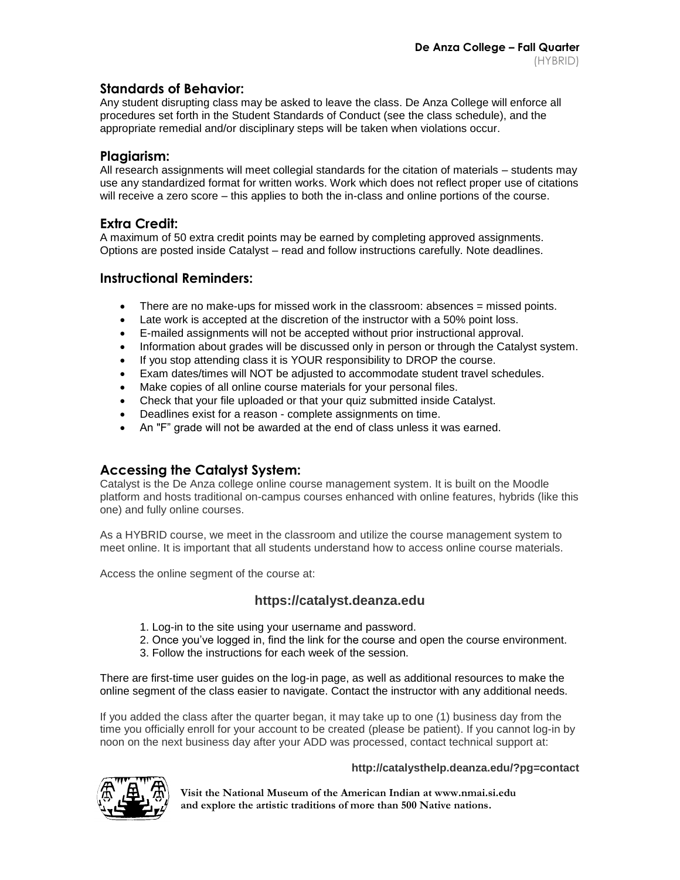## Standards of Behavior:

Any student disrupting class may be asked to leave the class. De Anza College will enforce all procedures set forth in the Student Standards of Conduct (see the class schedule), and the appropriate remedial and/or disciplinary steps will be taken when violations occur.

## Plagiarism:

All research assignments will meet collegial standards for the citation of materials – students may use any standardized format for written works. Work which does not reflect proper use of citations will receive a zero score – this applies to both the in-class and online portions of the course.

## Extra Credit:

A maximum of 50 extra credit points may be earned by completing approved assignments. Options are posted inside Catalyst – read and follow instructions carefully. Note deadlines.

## Instructional Reminders:

- There are no make-ups for missed work in the classroom: absences = missed points.
- Late work is accepted at the discretion of the instructor with a 50% point loss.
- E-mailed assignments will not be accepted without prior instructional approval.
- Information about grades will be discussed only in person or through the Catalyst system.
- If you stop attending class it is YOUR responsibility to DROP the course.
- Exam dates/times will NOT be adjusted to accommodate student travel schedules.
- Make copies of all online course materials for your personal files.
- Check that your file uploaded or that your quiz submitted inside Catalyst.
- Deadlines exist for a reason - complete assignments on time.
- An "F" grade will not be awarded at the end of class unless it was earned.

## Accessing the Catalyst System:

Catalyst is the De Anza college online course management system. It is built on the Moodle platform and hosts traditional on-campus courses enhanced with online features, hybrids (like this one) and fully online courses.

As a HYBRID course, we meet in the classroom and utilize the course management system to meet online. It is important that all students understand how to access online course materials.

Access the online segment of the course at:

**https://catalyst.deanza.edu**

1. Log-in to the site using your username and password.
2. Once you've logged in, find the link for the course and open the course environment.
3. Follow the instructions for each week of the session.

There are first-time user guides on the log-in page, as well as additional resources to make the online segment of the class easier to navigate. Contact the instructor with any additional needs.

If you added the class after the quarter began, it may take up to one (1) business day from the time you officially enroll for your account to be created (please be patient). If you cannot log-in by noon on the next business day after your ADD was processed, contact technical support at:

**http://catalysthelp.deanza.edu/?pg=contact**

**Visit the National Museum of the American Indian at www.nmai.si.edu and explore the artistic traditions of more than 500 Native nations.**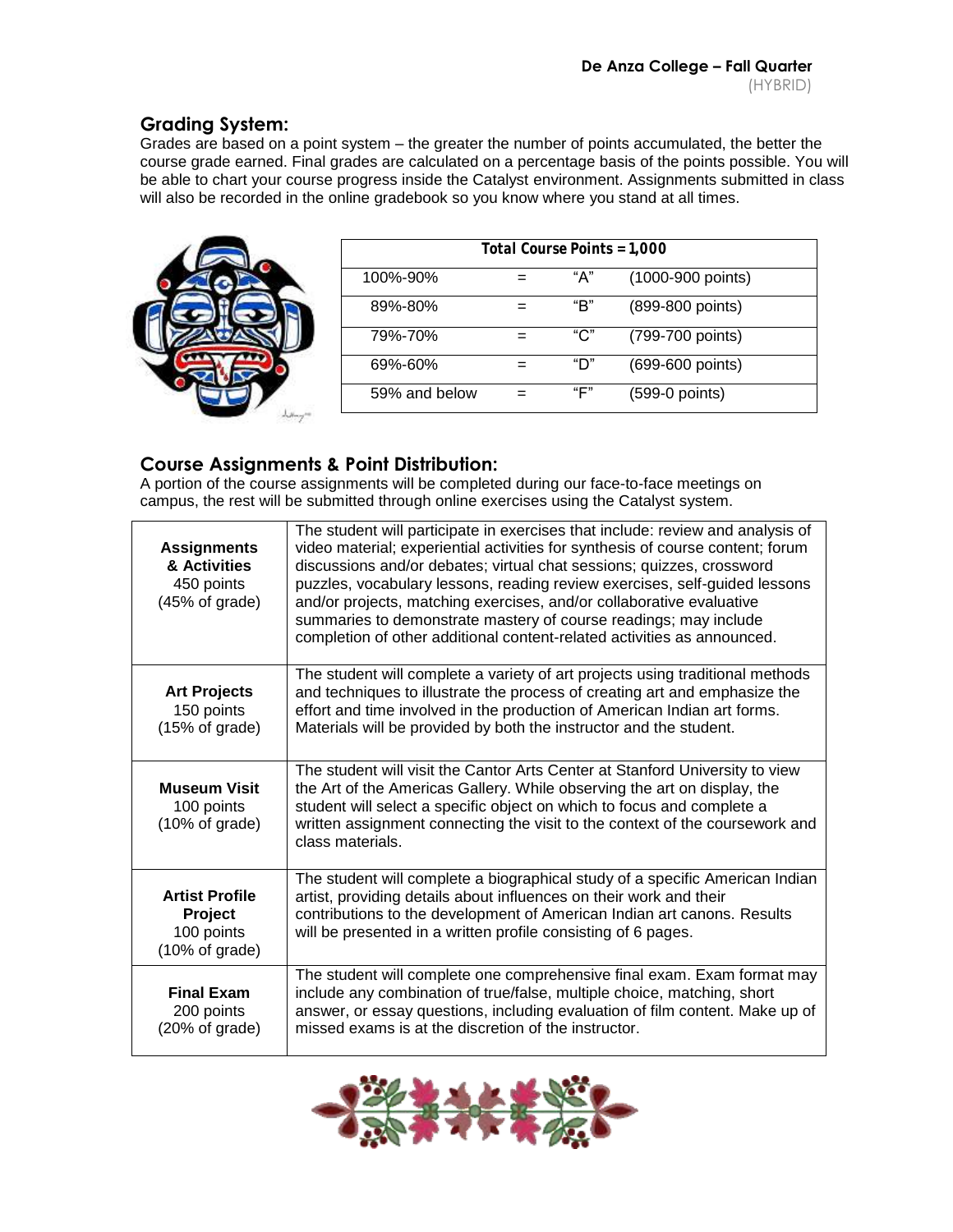De Anza College – Fall Quarter
(HYBRID)

## Grading System:

Grades are based on a point system – the greater the number of points accumulated, the better the course grade earned. Final grades are calculated on a percentage basis of the points possible. You will be able to chart your course progress inside the Catalyst environment. Assignments submitted in class will also be recorded in the online gradebook so you know where you stand at all times.

| ***Total Course Points = 1,000*** | | | |
|---|---|---|---|
| 100%-90% | = | "A" | (1000-900 points) |
| 89%-80% | = | "B" | (899-800 points) |
| 79%-70% | = | "C" | (799-700 points) |
| 69%-60% | = | "D" | (699-600 points) |
| 59% and below | = | "F" | (599-0 points) |

## Course Assignments & Point Distribution:

A portion of the course assignments will be completed during our face-to-face meetings on campus, the rest will be submitted through online exercises using the Catalyst system.

| | |
|---|---|
| **Assignments & Activities** 450 points (45% of grade) | The student will participate in exercises that include: review and analysis of video material; experiential activities for synthesis of course content; forum discussions and/or debates; virtual chat sessions; quizzes, crossword puzzles, vocabulary lessons, reading review exercises, self-guided lessons and/or projects, matching exercises, and/or collaborative evaluative summaries to demonstrate mastery of course readings; may include completion of other additional content-related activities as announced. |
| **Art Projects** 150 points (15% of grade) | The student will complete a variety of art projects using traditional methods and techniques to illustrate the process of creating art and emphasize the effort and time involved in the production of American Indian art forms. Materials will be provided by both the instructor and the student. |
| **Museum Visit** 100 points (10% of grade) | The student will visit the Cantor Arts Center at Stanford University to view the Art of the Americas Gallery. While observing the art on display, the student will select a specific object on which to focus and complete a written assignment connecting the visit to the context of the coursework and class materials. |
| **Artist Profile Project** 100 points (10% of grade) | The student will complete a biographical study of a specific American Indian artist, providing details about influences on their work and their contributions to the development of American Indian art canons. Results will be presented in a written profile consisting of 6 pages. |
| **Final Exam** 200 points (20% of grade) | The student will complete one comprehensive final exam. Exam format may include any combination of true/false, multiple choice, matching, short answer, or essay questions, including evaluation of film content. Make up of missed exams is at the discretion of the instructor. |